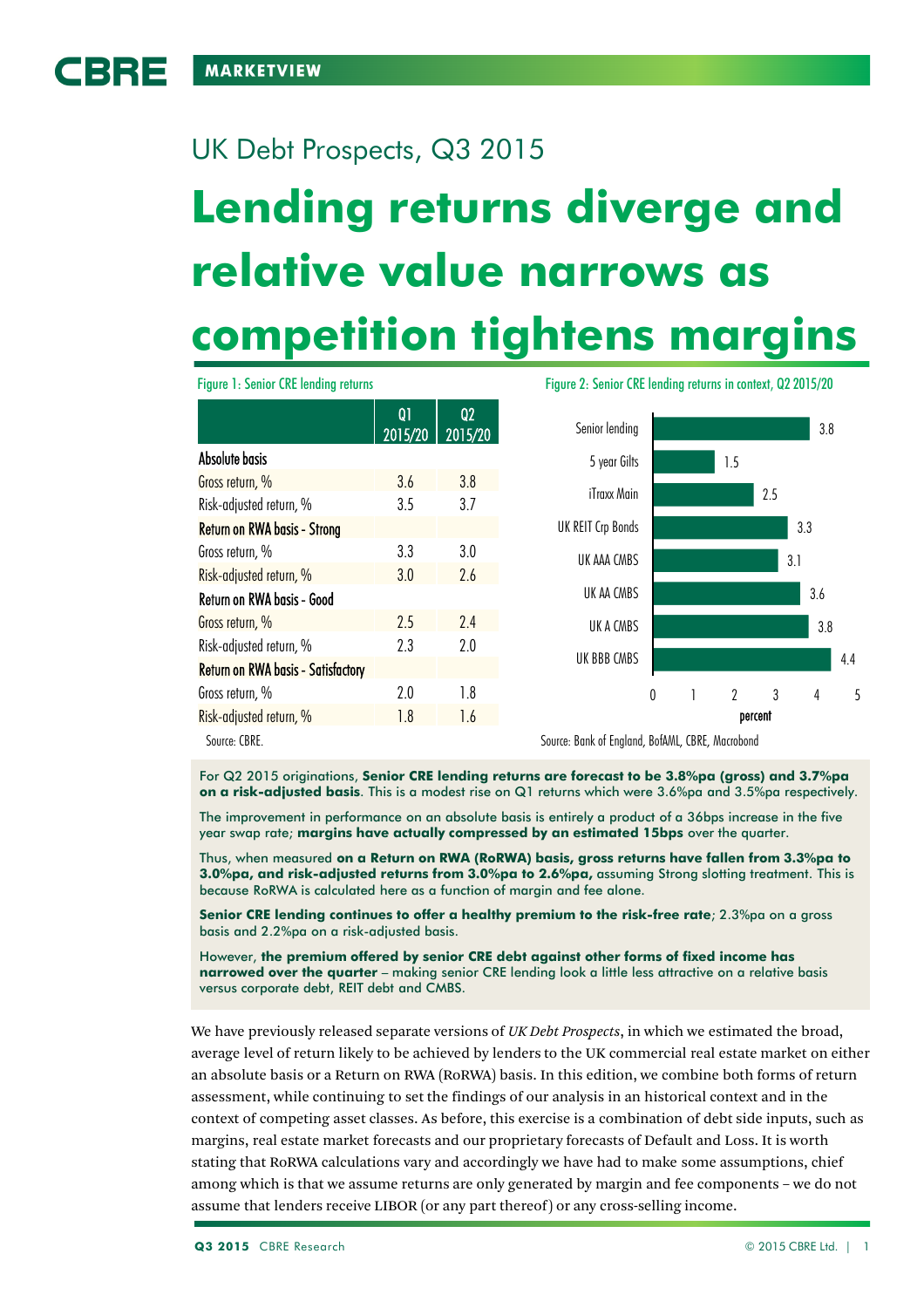UK Debt Prospects, Q3 2015

# Lending returns diverge and relative value narrows as competition tightens margins

Figure 1: Senior CRE lending returns

| | Q1 2015/20 | Q2 2015/20 |
|---|---|---|
| **Absolute basis** | | |
| Gross return, % | 3.6 | 3.8 |
| Risk-adjusted return, % | 3.5 | 3.7 |
| **Return on RWA basis - Strong** | | |
| Gross return, % | 3.3 | 3.0 |
| Risk-adjusted return, % | 3.0 | 2.6 |
| **Return on RWA basis - Good** | | |
| Gross return, % | 2.5 | 2.4 |
| Risk-adjusted return, % | 2.3 | 2.0 |
| **Return on RWA basis - Satisfactory** | | |
| Gross return, % | 2.0 | 1.8 |
| Risk-adjusted return, % | 1.8 | 1.6 |

Source: CBRE.

Figure 2: Senior CRE lending returns in context, Q2 2015/20

| | percent |
|---|---|
| Senior lending | 3.8 |
| 5 year Gilts | 1.5 |
| iTraxx Main | 2.5 |
| UK REIT Crp Bonds | 3.3 |
| UK AAA CMBS | 3.1 |
| UK AA CMBS | 3.6 |
| UK A CMBS | 3.8 |
| UK BBB CMBS | 4.4 |

Source: Bank of England, BofAML, CBRE, Macrobond

For Q2 2015 originations, **Senior CRE lending returns are forecast to be 3.8%pa (gross) and 3.7%pa on a risk-adjusted basis**. This is a modest rise on Q1 returns which were 3.6%pa and 3.5%pa respectively.

The improvement in performance on an absolute basis is entirely a product of a 36bps increase in the five year swap rate; **margins have actually compressed by an estimated 15bps** over the quarter.

Thus, when measured **on a Return on RWA (RoRWA) basis, gross returns have fallen from 3.3%pa to 3.0%pa, and risk-adjusted returns from 3.0%pa to 2.6%pa,** assuming Strong slotting treatment. This is because RoRWA is calculated here as a function of margin and fee alone.

**Senior CRE lending continues to offer a healthy premium to the risk-free rate**; 2.3%pa on a gross basis and 2.2%pa on a risk-adjusted basis.

However, **the premium offered by senior CRE debt against other forms of fixed income has narrowed over the quarter** – making senior CRE lending look a little less attractive on a relative basis versus corporate debt, REIT debt and CMBS.

We have previously released separate versions of *UK Debt Prospects*, in which we estimated the broad, average level of return likely to be achieved by lenders to the UK commercial real estate market on either an absolute basis or a Return on RWA (RoRWA) basis. In this edition, we combine both forms of return assessment, while continuing to set the findings of our analysis in an historical context and in the context of competing asset classes. As before, this exercise is a combination of debt side inputs, such as margins, real estate market forecasts and our proprietary forecasts of Default and Loss. It is worth stating that RoRWA calculations vary and accordingly we have had to make some assumptions, chief among which is that we assume returns are only generated by margin and fee components – we do not assume that lenders receive LIBOR (or any part thereof) or any cross-selling income.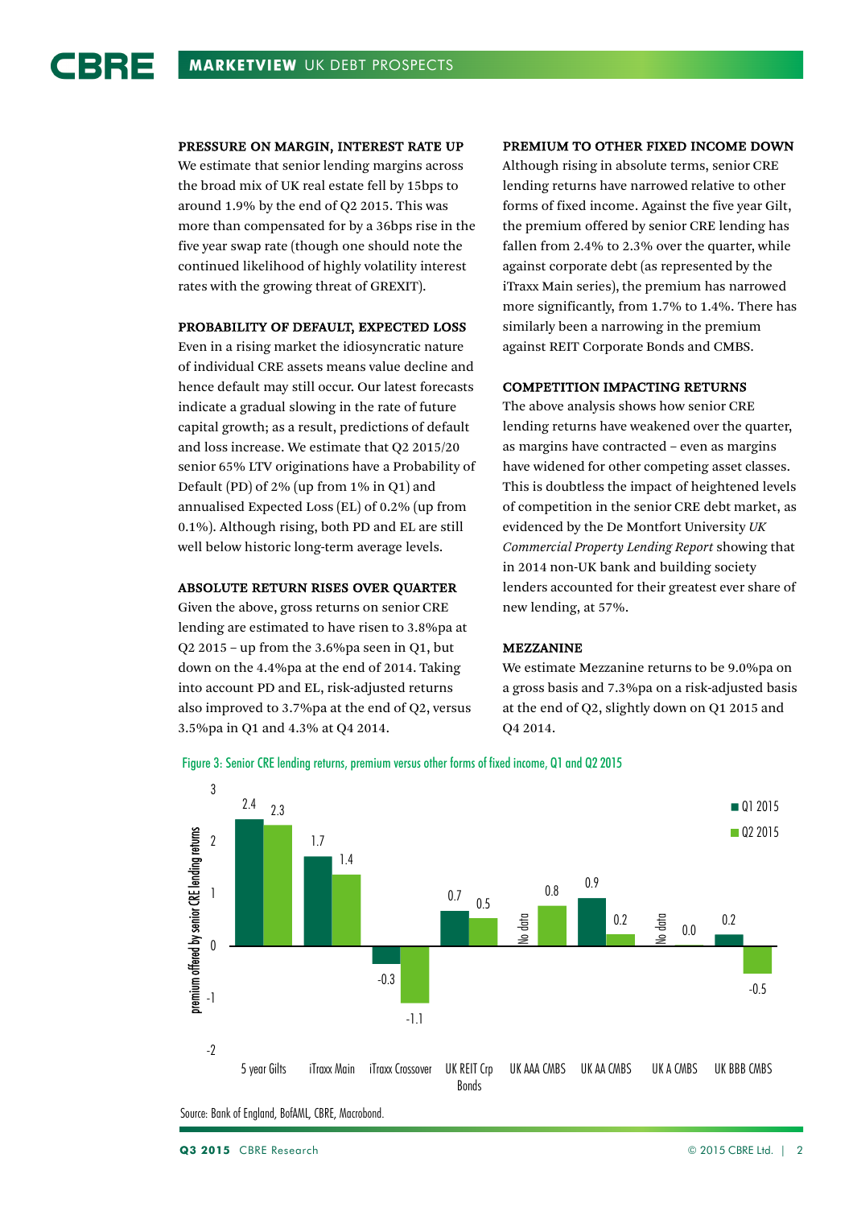### PRESSURE ON MARGIN, INTEREST RATE UP

We estimate that senior lending margins across the broad mix of UK real estate fell by 15bps to around 1.9% by the end of Q2 2015. This was more than compensated for by a 36bps rise in the five year swap rate (though one should note the continued likelihood of highly volatility interest rates with the growing threat of GREXIT).

### PROBABILITY OF DEFAULT, EXPECTED LOSS

Even in a rising market the idiosyncratic nature of individual CRE assets means value decline and hence default may still occur. Our latest forecasts indicate a gradual slowing in the rate of future capital growth; as a result, predictions of default and loss increase. We estimate that Q2 2015/20 senior 65% LTV originations have a Probability of Default (PD) of 2% (up from 1% in Q1) and annualised Expected Loss (EL) of 0.2% (up from 0.1%). Although rising, both PD and EL are still well below historic long-term average levels.

### ABSOLUTE RETURN RISES OVER QUARTER

Given the above, gross returns on senior CRE lending are estimated to have risen to 3.8%pa at Q2 2015 – up from the 3.6%pa seen in Q1, but down on the 4.4%pa at the end of 2014. Taking into account PD and EL, risk-adjusted returns also improved to 3.7%pa at the end of Q2, versus 3.5%pa in Q1 and 4.3% at Q4 2014.

### PREMIUM TO OTHER FIXED INCOME DOWN

Although rising in absolute terms, senior CRE lending returns have narrowed relative to other forms of fixed income. Against the five year Gilt, the premium offered by senior CRE lending has fallen from 2.4% to 2.3% over the quarter, while against corporate debt (as represented by the iTraxx Main series), the premium has narrowed more significantly, from 1.7% to 1.4%. There has similarly been a narrowing in the premium against REIT Corporate Bonds and CMBS.

### COMPETITION IMPACTING RETURNS

The above analysis shows how senior CRE lending returns have weakened over the quarter, as margins have contracted – even as margins have widened for other competing asset classes. This is doubtless the impact of heightened levels of competition in the senior CRE debt market, as evidenced by the De Montfort University *UK Commercial Property Lending Report* showing that in 2014 non-UK bank and building society lenders accounted for their greatest ever share of new lending, at 57%.

### MEZZANINE

We estimate Mezzanine returns to be 9.0%pa on a gross basis and 7.3%pa on a risk-adjusted basis at the end of Q2, slightly down on Q1 2015 and Q4 2014.

Figure 3: Senior CRE lending returns, premium versus other forms of fixed income, Q1 and Q2 2015

| Premium offered by senior CRE lending returns | Q1 2015 | Q2 2015 |
|---|---|---|
| 5 year Gilts | 2.4 | 2.3 |
| iTraxx Main | 1.7 | 1.4 |
| iTraxx Crossover | -0.3 | -1.1 |
| UK REIT Crp Bonds | 0.7 | 0.5 |
| UK AAA CMBS | No data | 0.8 |
| UK AA CMBS | 0.9 | 0.2 |
| UK A CMBS | No data | 0.0 |
| UK BBB CMBS | 0.2 | -0.5 |

Source: Bank of England, BofAML, CBRE, Macrobond.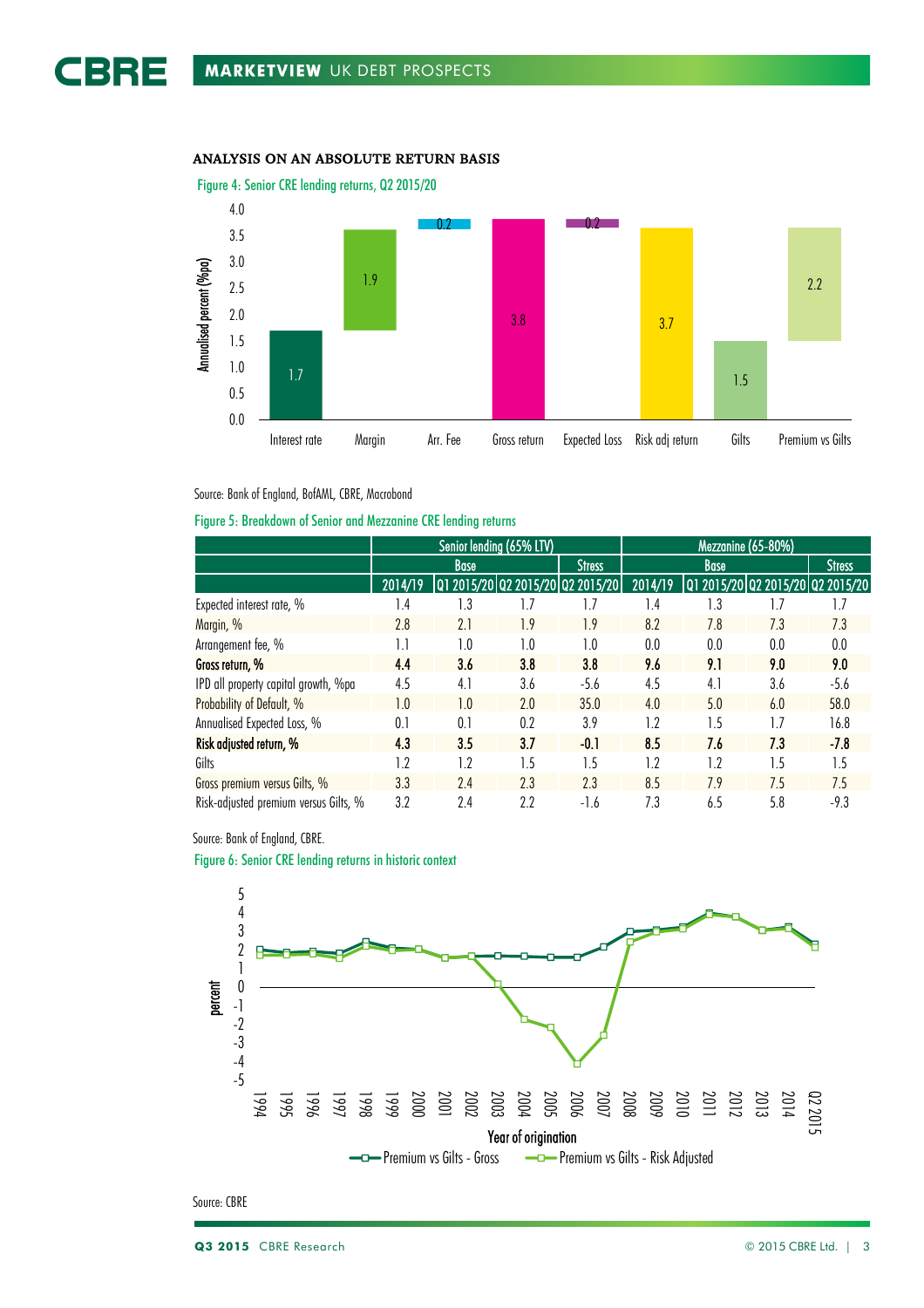## ANALYSIS ON AN ABSOLUTE RETURN BASIS

Figure 4: Senior CRE lending returns, Q2 2015/20

Source: Bank of England, BofAML, CBRE, Macrobond

Figure 5: Breakdown of Senior and Mezzanine CRE lending returns

| | Senior lending (65% LTV) | | | | Mezzanine (65-80%) | | | |
|---|---|---|---|---|---|---|---|---|
| | Base | | | Stress | Base | | | Stress |
| | 2014/19 | Q1 2015/20 | Q2 2015/20 | Q2 2015/20 | 2014/19 | Q1 2015/20 | Q2 2015/20 | Q2 2015/20 |
| Expected interest rate, % | 1.4 | 1.3 | 1.7 | 1.7 | 1.4 | 1.3 | 1.7 | 1.7 |
| Margin, % | 2.8 | 2.1 | 1.9 | 1.9 | 8.2 | 7.8 | 7.3 | 7.3 |
| Arrangement fee, % | 1.1 | 1.0 | 1.0 | 1.0 | 0.0 | 0.0 | 0.0 | 0.0 |
| **Gross return, %** | **4.4** | **3.6** | **3.8** | **3.8** | **9.6** | **9.1** | **9.0** | **9.0** |
| IPD all property capital growth, %pa | 4.5 | 4.1 | 3.6 | -5.6 | 4.5 | 4.1 | 3.6 | -5.6 |
| Probability of Default, % | 1.0 | 1.0 | 2.0 | 35.0 | 4.0 | 5.0 | 6.0 | 58.0 |
| Annualised Expected Loss, % | 0.1 | 0.1 | 0.2 | 3.9 | 1.2 | 1.5 | 1.7 | 16.8 |
| **Risk adjusted return, %** | **4.3** | **3.5** | **3.7** | **-0.1** | **8.5** | **7.6** | **7.3** | **-7.8** |
| Gilts | 1.2 | 1.2 | 1.5 | 1.5 | 1.2 | 1.2 | 1.5 | 1.5 |
| Gross premium versus Gilts, % | 3.3 | 2.4 | 2.3 | 2.3 | 8.5 | 7.9 | 7.5 | 7.5 |
| Risk-adjusted premium versus Gilts, % | 3.2 | 2.4 | 2.2 | -1.6 | 7.3 | 6.5 | 5.8 | -9.3 |

Source: Bank of England, CBRE.

Figure 6: Senior CRE lending returns in historic context

Source: CBRE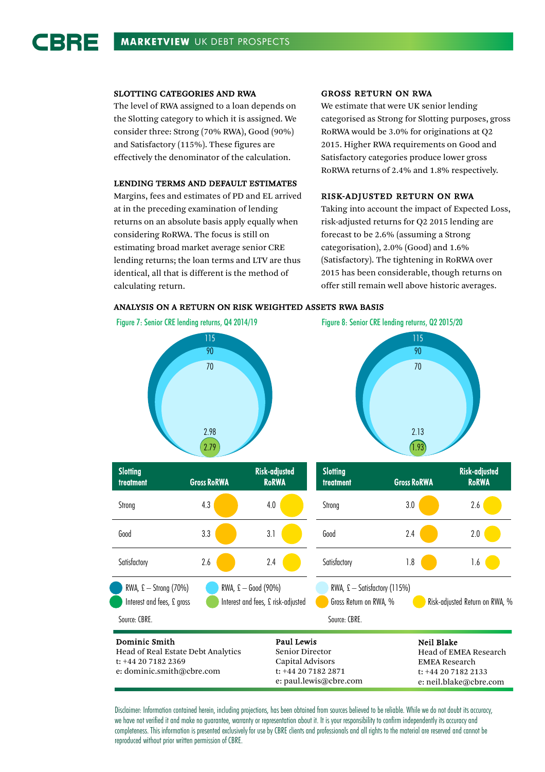### SLOTTING CATEGORIES AND RWA

The level of RWA assigned to a loan depends on the Slotting category to which it is assigned. We consider three: Strong (70% RWA), Good (90%) and Satisfactory (115%). These figures are effectively the denominator of the calculation.

### LENDING TERMS AND DEFAULT ESTIMATES

Margins, fees and estimates of PD and EL arrived at in the preceding examination of lending returns on an absolute basis apply equally when considering RoRWA. The focus is still on estimating broad market average senior CRE lending returns; the loan terms and LTV are thus identical, all that is different is the method of calculating return.

### GROSS RETURN ON RWA

We estimate that were UK senior lending categorised as Strong for Slotting purposes, gross RoRWA would be 3.0% for originations at Q2 2015. Higher RWA requirements on Good and Satisfactory categories produce lower gross RoRWA returns of 2.4% and 1.8% respectively.

### RISK-ADJUSTED RETURN ON RWA

Taking into account the impact of Expected Loss, risk-adjusted returns for Q2 2015 lending are forecast to be 2.6% (assuming a Strong categorisation), 2.0% (Good) and 1.6% (Satisfactory). The tightening in RoRWA over 2015 has been considerable, though returns on offer still remain well above historic averages.

### ANALYSIS ON A RETURN ON RISK WEIGHTED ASSETS RWA BASIS

Figure 7: Senior CRE lending returns, Q4 2014/19

115
90
70
2.98
2.79

| Slotting treatment | Gross RoRWA | Risk-adjusted RoRWA |
|---|---|---|
| Strong | 4.3 | 4.0 |
| Good | 3.3 | 3.1 |
| Satisfactory | 2.6 | 2.4 |

Figure 8: Senior CRE lending returns, Q2 2015/20

115
90
70
2.13
1.93

| Slotting treatment | Gross RoRWA | Risk-adjusted RoRWA |
|---|---|---|
| Strong | 3.0 | 2.6 |
| Good | 2.4 | 2.0 |
| Satisfactory | 1.8 | 1.6 |

RWA, £ – Strong (70%) | RWA, £ – Good (90%) | RWA, £ – Satisfactory (115%)
Interest and fees, £ gross | Interest and fees, £ risk-adjusted | Gross Return on RWA, % | Risk-adjusted Return on RWA, %

Source: CBRE.

Source: CBRE.

**Dominic Smith**
Head of Real Estate Debt Analytics
t: +44 20 7182 2369
e: dominic.smith@cbre.com

**Paul Lewis**
Senior Director
Capital Advisors
t: +44 20 7182 2871
e: paul.lewis@cbre.com

**Neil Blake**
Head of EMEA Research
EMEA Research
t: +44 20 7182 2133
e: neil.blake@cbre.com

Disclaimer: Information contained herein, including projections, has been obtained from sources believed to be reliable. While we do not doubt its accuracy, we have not verified it and make no guarantee, warranty or representation about it. It is your responsibility to confirm independently its accuracy and completeness. This information is presented exclusively for use by CBRE clients and professionals and all rights to the material are reserved and cannot be reproduced without prior written permission of CBRE.